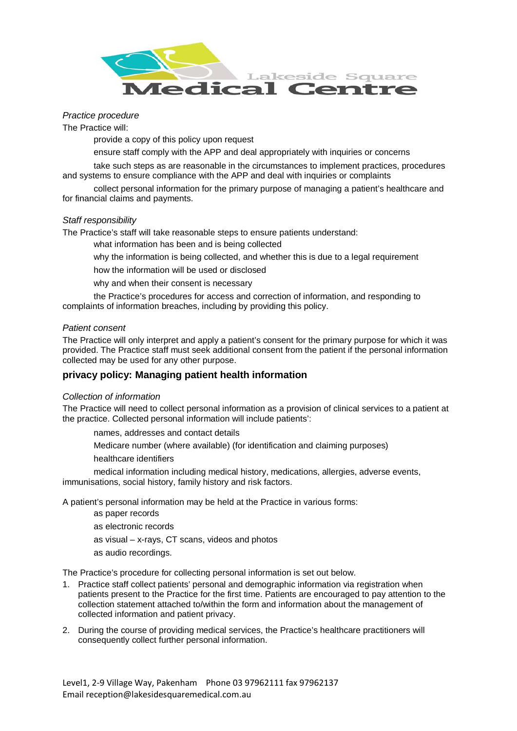*Practice procedure*

The Practice will:

- provide a copy of this policy upon request
- ensure staff comply with the APP and deal appropriately with inquiries or concerns
- take such steps as are reasonable in the circumstances to implement practices, procedures and systems to ensure compliance with the APP and deal with inquiries or complaints
- collect personal information for the primary purpose of managing a patient's healthcare and for financial claims and payments.

*Staff responsibility*

The Practice's staff will take reasonable steps to ensure patients understand:

- what information has been and is being collected
- why the information is being collected, and whether this is due to a legal requirement
- how the information will be used or disclosed
- why and when their consent is necessary
- the Practice's procedures for access and correction of information, and responding to complaints of information breaches, including by providing this policy.

*Patient consent*

The Practice will only interpret and apply a patient's consent for the primary purpose for which it was provided. The Practice staff must seek additional consent from the patient if the personal information collected may be used for any other purpose.

## privacy policy: Managing patient health information

*Collection of information*

The Practice will need to collect personal information as a provision of clinical services to a patient at the practice. Collected personal information will include patients':

- names, addresses and contact details
- Medicare number (where available) (for identification and claiming purposes)
- healthcare identifiers
- medical information including medical history, medications, allergies, adverse events, immunisations, social history, family history and risk factors.

A patient's personal information may be held at the Practice in various forms:

- as paper records
- as electronic records
- as visual – x-rays, CT scans, videos and photos
- as audio recordings.

The Practice's procedure for collecting personal information is set out below.

1. Practice staff collect patients' personal and demographic information via registration when patients present to the Practice for the first time. Patients are encouraged to pay attention to the collection statement attached to/within the form and information about the management of collected information and patient privacy.
2. During the course of providing medical services, the Practice's healthcare practitioners will consequently collect further personal information.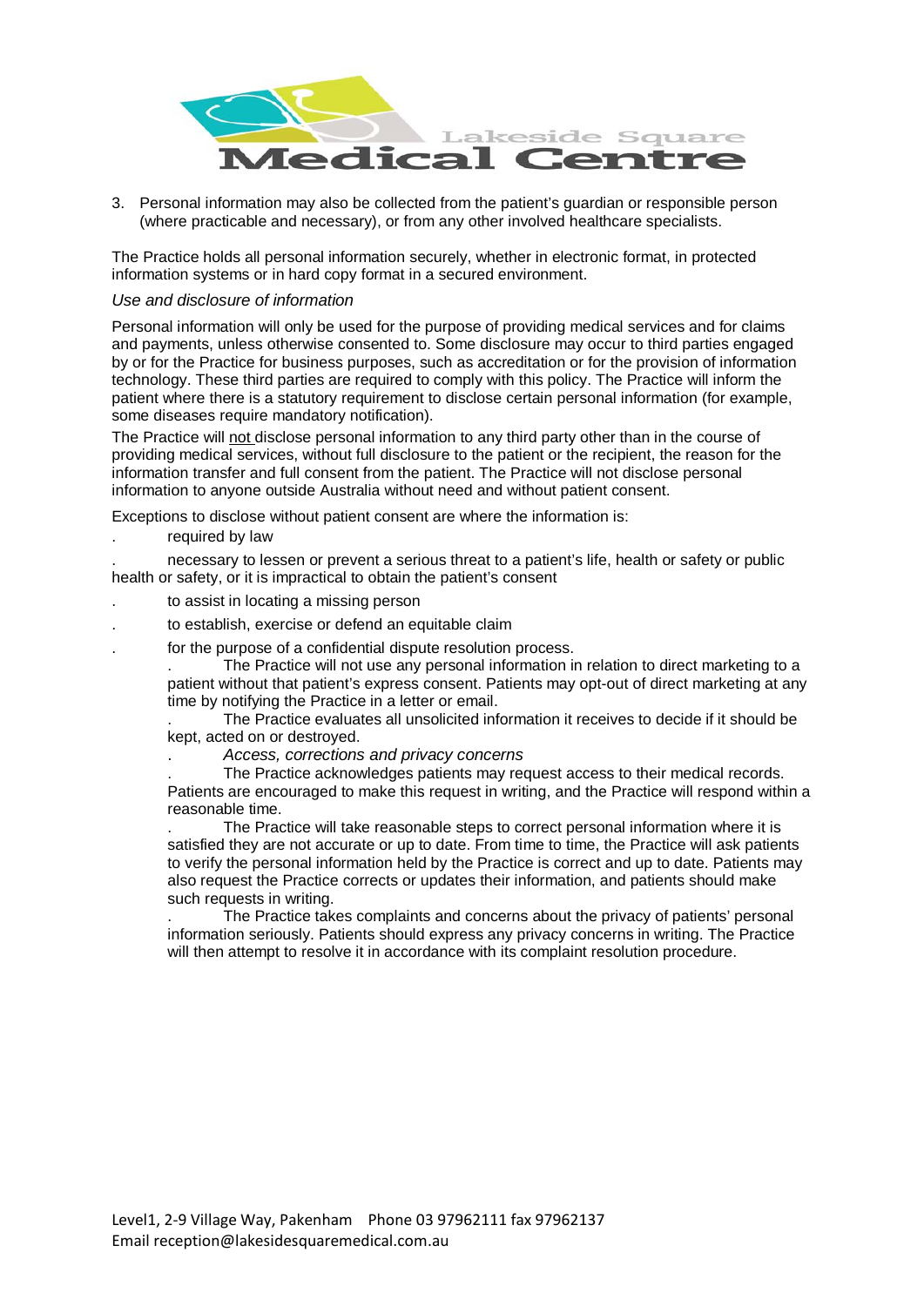3. Personal information may also be collected from the patient's guardian or responsible person (where practicable and necessary), or from any other involved healthcare specialists.

The Practice holds all personal information securely, whether in electronic format, in protected information systems or in hard copy format in a secured environment.

*Use and disclosure of information*

Personal information will only be used for the purpose of providing medical services and for claims and payments, unless otherwise consented to. Some disclosure may occur to third parties engaged by or for the Practice for business purposes, such as accreditation or for the provision of information technology. These third parties are required to comply with this policy. The Practice will inform the patient where there is a statutory requirement to disclose certain personal information (for example, some diseases require mandatory notification).

The Practice will not disclose personal information to any third party other than in the course of providing medical services, without full disclosure to the patient or the recipient, the reason for the information transfer and full consent from the patient. The Practice will not disclose personal information to anyone outside Australia without need and without patient consent.

Exceptions to disclose without patient consent are where the information is:

- required by law
- necessary to lessen or prevent a serious threat to a patient's life, health or safety or public health or safety, or it is impractical to obtain the patient's consent
- to assist in locating a missing person
- to establish, exercise or defend an equitable claim
- for the purpose of a confidential dispute resolution process.

The Practice will not use any personal information in relation to direct marketing to a patient without that patient's express consent. Patients may opt-out of direct marketing at any time by notifying the Practice in a letter or email.

The Practice evaluates all unsolicited information it receives to decide if it should be kept, acted on or destroyed.

*Access, corrections and privacy concerns*

The Practice acknowledges patients may request access to their medical records. Patients are encouraged to make this request in writing, and the Practice will respond within a reasonable time.

The Practice will take reasonable steps to correct personal information where it is satisfied they are not accurate or up to date. From time to time, the Practice will ask patients to verify the personal information held by the Practice is correct and up to date. Patients may also request the Practice corrects or updates their information, and patients should make such requests in writing.

The Practice takes complaints and concerns about the privacy of patients' personal information seriously. Patients should express any privacy concerns in writing. The Practice will then attempt to resolve it in accordance with its complaint resolution procedure.